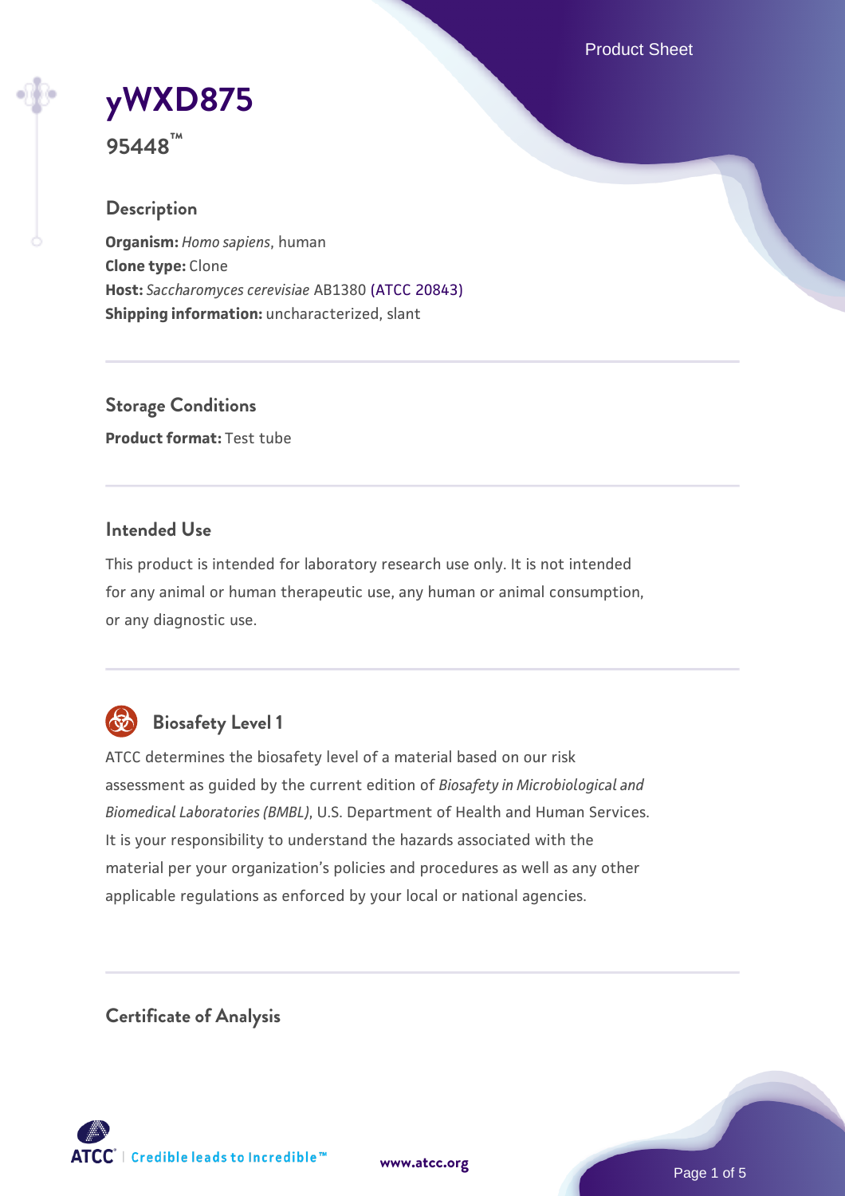# yWXD875

**95448™**

## Description

**Organism:** *Homo sapiens*, human
**Clone type:** Clone
**Host:** *Saccharomyces cerevisiae* AB1380 (ATCC 20843)
**Shipping information:** uncharacterized, slant

## Storage Conditions

**Product format:** Test tube

## Intended Use

This product is intended for laboratory research use only. It is not intended for any animal or human therapeutic use, any human or animal consumption, or any diagnostic use.

## Biosafety Level 1

ATCC determines the biosafety level of a material based on our risk assessment as guided by the current edition of *Biosafety in Microbiological and Biomedical Laboratories (BMBL)*, U.S. Department of Health and Human Services. It is your responsibility to understand the hazards associated with the material per your organization's policies and procedures as well as any other applicable regulations as enforced by your local or national agencies.

## Certificate of Analysis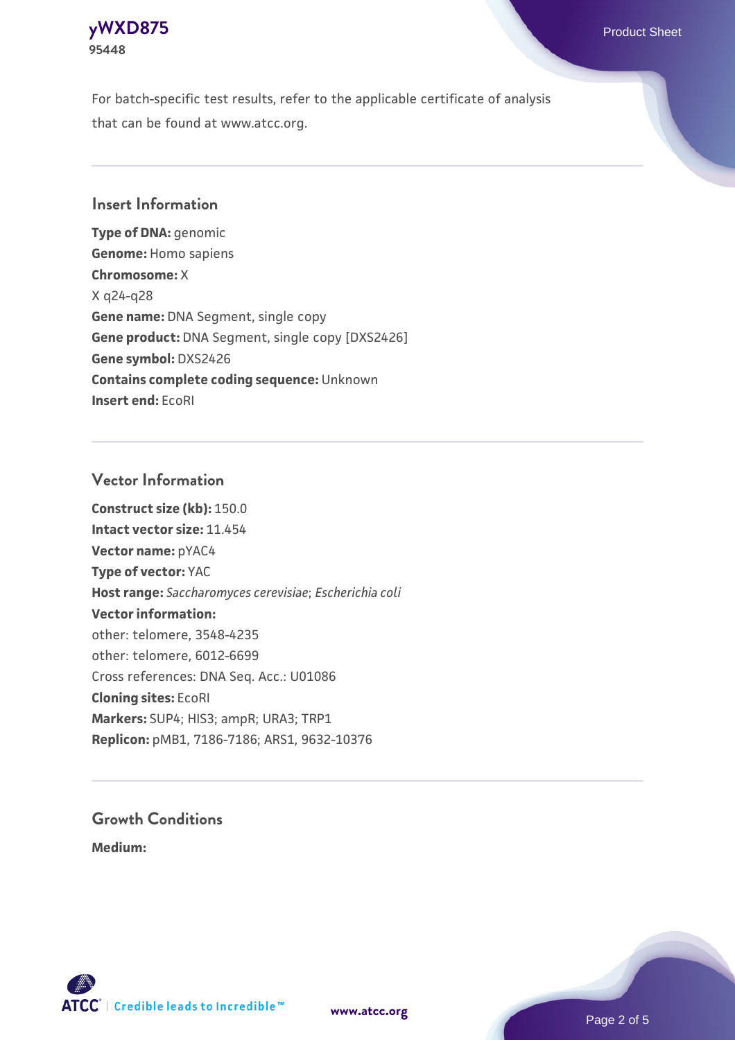For batch-specific test results, refer to the applicable certificate of analysis that can be found at www.atcc.org.

## Insert Information

**Type of DNA:** genomic
**Genome:** Homo sapiens
**Chromosome:** X
X q24-q28
**Gene name:** DNA Segment, single copy
**Gene product:** DNA Segment, single copy [DXS2426]
**Gene symbol:** DXS2426
**Contains complete coding sequence:** Unknown
**Insert end:** EcoRI

## Vector Information

**Construct size (kb):** 150.0
**Intact vector size:** 11.454
**Vector name:** pYAC4
**Type of vector:** YAC
**Host range:** *Saccharomyces cerevisiae*; *Escherichia coli*
**Vector information:**
other: telomere, 3548-4235
other: telomere, 6012-6699
Cross references: DNA Seq. Acc.: U01086
**Cloning sites:** EcoRI
**Markers:** SUP4; HIS3; ampR; URA3; TRP1
**Replicon:** pMB1, 7186-7186; ARS1, 9632-10376

## Growth Conditions

**Medium:**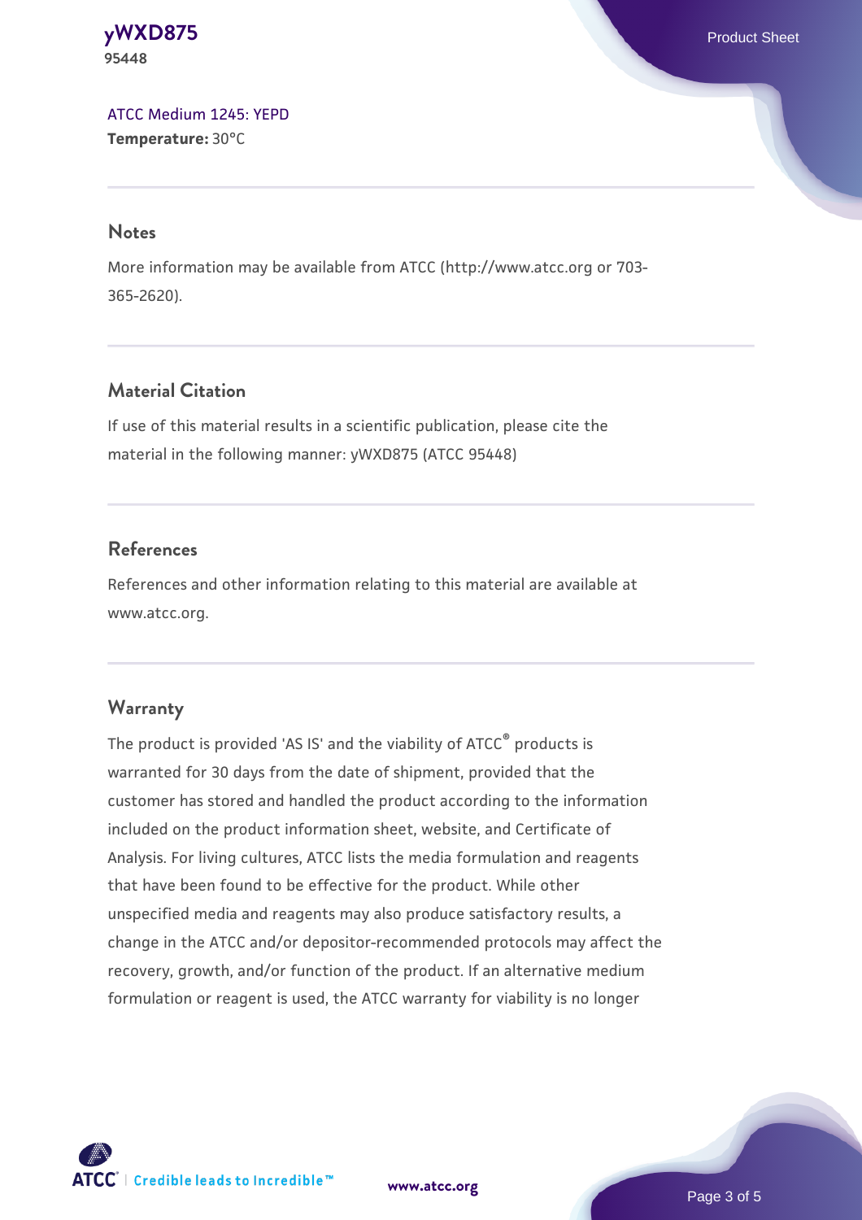ATCC Medium 1245: YEPD
**Temperature:** 30°C

## Notes

More information may be available from ATCC (http://www.atcc.org or 703-365-2620).

## Material Citation

If use of this material results in a scientific publication, please cite the material in the following manner: yWXD875 (ATCC 95448)

## References

References and other information relating to this material are available at www.atcc.org.

## Warranty

The product is provided 'AS IS' and the viability of ATCC® products is warranted for 30 days from the date of shipment, provided that the customer has stored and handled the product according to the information included on the product information sheet, website, and Certificate of Analysis. For living cultures, ATCC lists the media formulation and reagents that have been found to be effective for the product. While other unspecified media and reagents may also produce satisfactory results, a change in the ATCC and/or depositor-recommended protocols may affect the recovery, growth, and/or function of the product. If an alternative medium formulation or reagent is used, the ATCC warranty for viability is no longer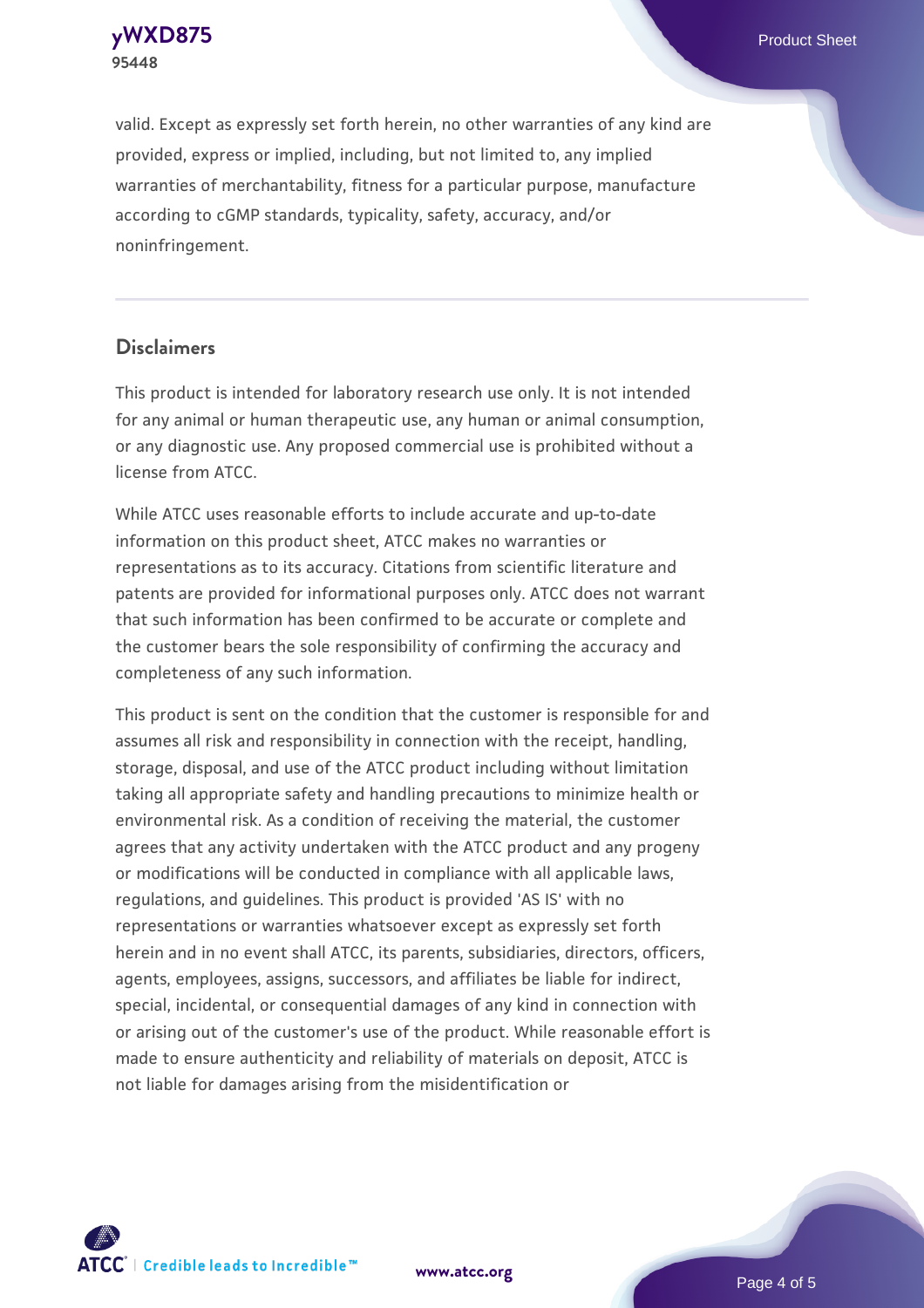valid. Except as expressly set forth herein, no other warranties of any kind are provided, express or implied, including, but not limited to, any implied warranties of merchantability, fitness for a particular purpose, manufacture according to cGMP standards, typicality, safety, accuracy, and/or noninfringement.

## Disclaimers

This product is intended for laboratory research use only. It is not intended for any animal or human therapeutic use, any human or animal consumption, or any diagnostic use. Any proposed commercial use is prohibited without a license from ATCC.

While ATCC uses reasonable efforts to include accurate and up-to-date information on this product sheet, ATCC makes no warranties or representations as to its accuracy. Citations from scientific literature and patents are provided for informational purposes only. ATCC does not warrant that such information has been confirmed to be accurate or complete and the customer bears the sole responsibility of confirming the accuracy and completeness of any such information.

This product is sent on the condition that the customer is responsible for and assumes all risk and responsibility in connection with the receipt, handling, storage, disposal, and use of the ATCC product including without limitation taking all appropriate safety and handling precautions to minimize health or environmental risk. As a condition of receiving the material, the customer agrees that any activity undertaken with the ATCC product and any progeny or modifications will be conducted in compliance with all applicable laws, regulations, and guidelines. This product is provided 'AS IS' with no representations or warranties whatsoever except as expressly set forth herein and in no event shall ATCC, its parents, subsidiaries, directors, officers, agents, employees, assigns, successors, and affiliates be liable for indirect, special, incidental, or consequential damages of any kind in connection with or arising out of the customer's use of the product. While reasonable effort is made to ensure authenticity and reliability of materials on deposit, ATCC is not liable for damages arising from the misidentification or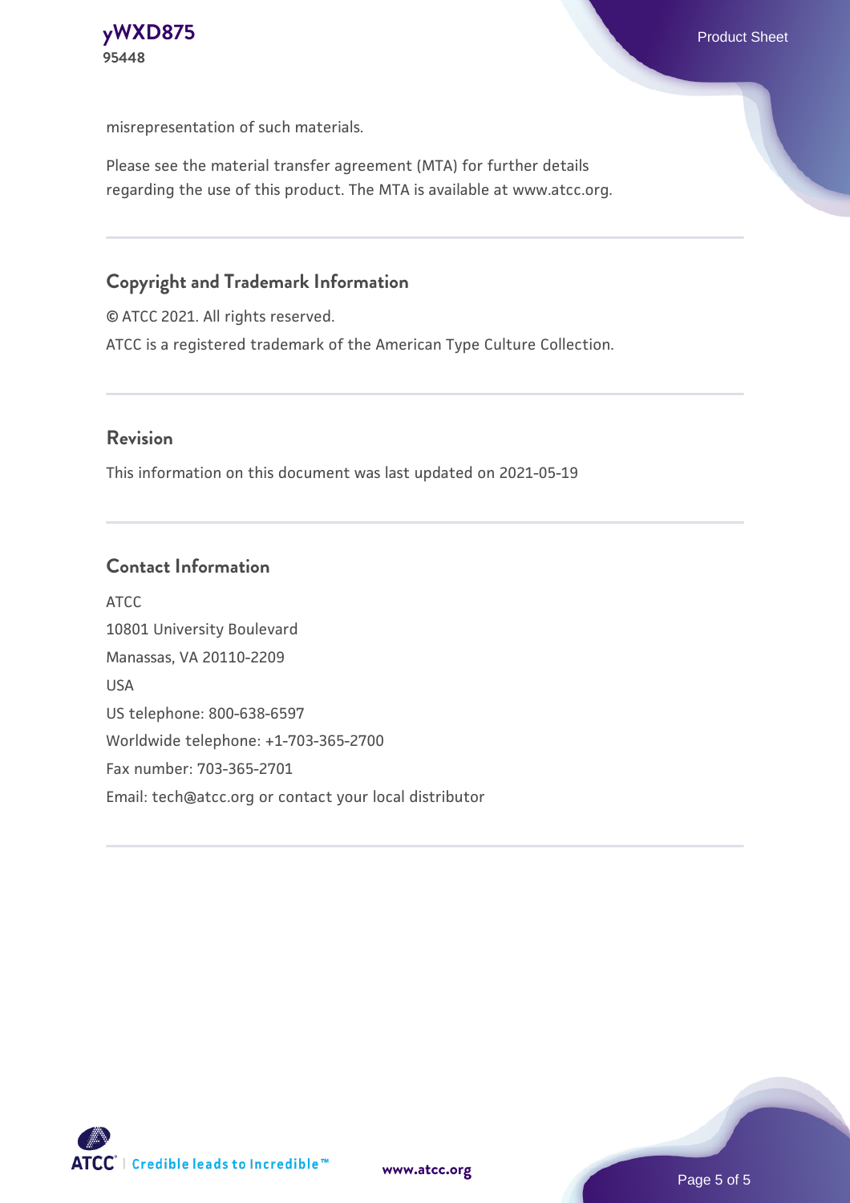misrepresentation of such materials.

Please see the material transfer agreement (MTA) for further details regarding the use of this product. The MTA is available at www.atcc.org.

## Copyright and Trademark Information

© ATCC 2021. All rights reserved.

ATCC is a registered trademark of the American Type Culture Collection.

## Revision

This information on this document was last updated on 2021-05-19

## Contact Information

ATCC
10801 University Boulevard
Manassas, VA 20110-2209
USA
US telephone: 800-638-6597
Worldwide telephone: +1-703-365-2700
Fax number: 703-365-2701
Email: tech@atcc.org or contact your local distributor